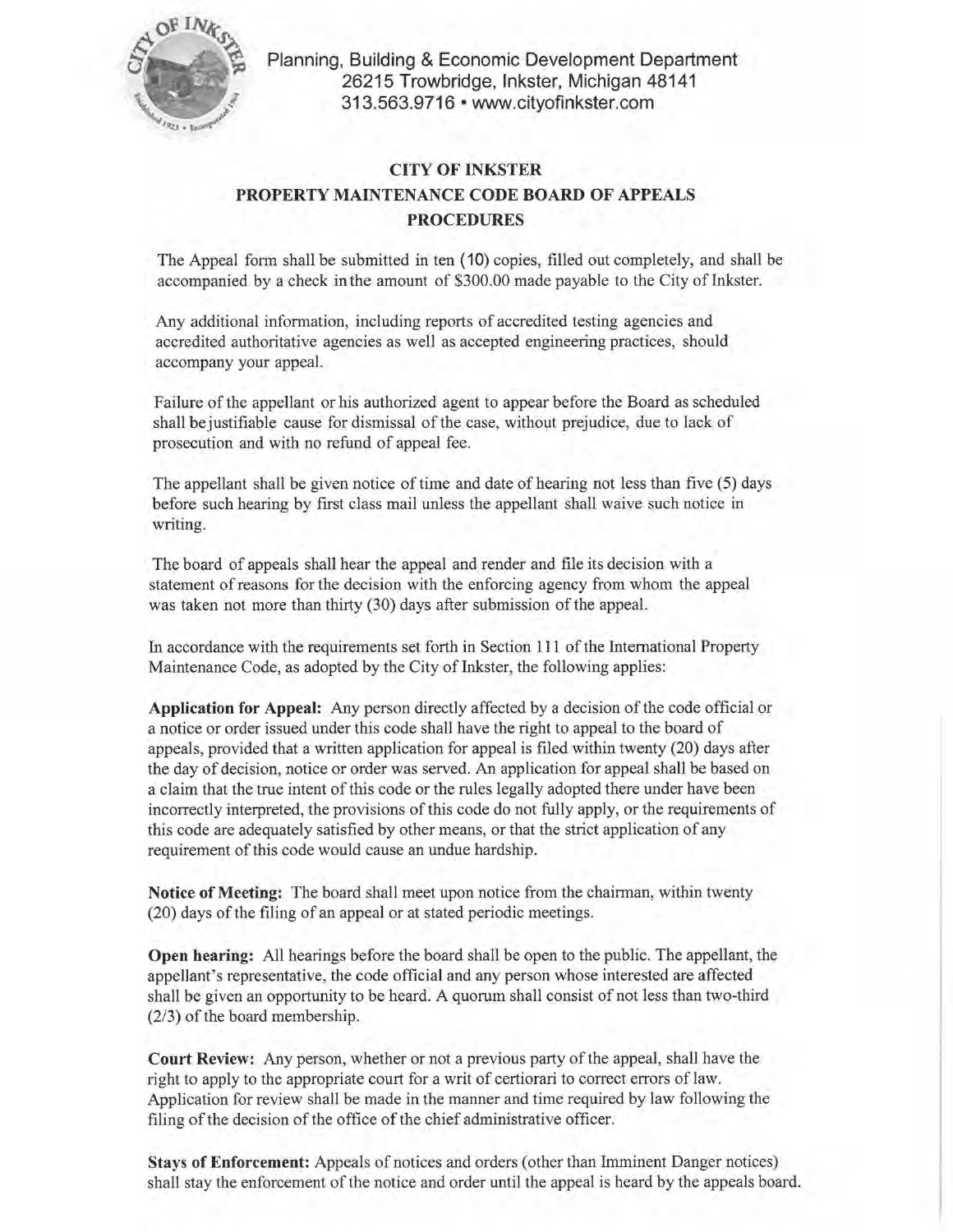Planning, Building & Economic Development Department
26215 Trowbridge, Inkster, Michigan 48141
313.563.9716 • www.cityofinkster.com

# CITY OF INKSTER
## PROPERTY MAINTENANCE CODE BOARD OF APPEALS
## PROCEDURES

The Appeal form shall be submitted in ten (10) copies, filled out completely, and shall be accompanied by a check in the amount of $300.00 made payable to the City of Inkster.

Any additional information, including reports of accredited testing agencies and accredited authoritative agencies as well as accepted engineering practices, should accompany your appeal.

Failure of the appellant or his authorized agent to appear before the Board as scheduled shall be justifiable cause for dismissal of the case, without prejudice, due to lack of prosecution and with no refund of appeal fee.

The appellant shall be given notice of time and date of hearing not less than five (5) days before such hearing by first class mail unless the appellant shall waive such notice in writing.

The board of appeals shall hear the appeal and render and file its decision with a statement of reasons for the decision with the enforcing agency from whom the appeal was taken not more than thirty (30) days after submission of the appeal.

In accordance with the requirements set forth in Section 111 of the International Property Maintenance Code, as adopted by the City of Inkster, the following applies:

**Application for Appeal:** Any person directly affected by a decision of the code official or a notice or order issued under this code shall have the right to appeal to the board of appeals, provided that a written application for appeal is filed within twenty (20) days after the day of decision, notice or order was served. An application for appeal shall be based on a claim that the true intent of this code or the rules legally adopted there under have been incorrectly interpreted, the provisions of this code do not fully apply, or the requirements of this code are adequately satisfied by other means, or that the strict application of any requirement of this code would cause an undue hardship.

**Notice of Meeting:** The board shall meet upon notice from the chairman, within twenty (20) days of the filing of an appeal or at stated periodic meetings.

**Open hearing:** All hearings before the board shall be open to the public. The appellant, the appellant's representative, the code official and any person whose interested are affected shall be given an opportunity to be heard. A quorum shall consist of not less than two-third (2/3) of the board membership.

**Court Review:** Any person, whether or not a previous party of the appeal, shall have the right to apply to the appropriate court for a writ of certiorari to correct errors of law. Application for review shall be made in the manner and time required by law following the filing of the decision of the office of the chief administrative officer.

**Stays of Enforcement:** Appeals of notices and orders (other than Imminent Danger notices) shall stay the enforcement of the notice and order until the appeal is heard by the appeals board.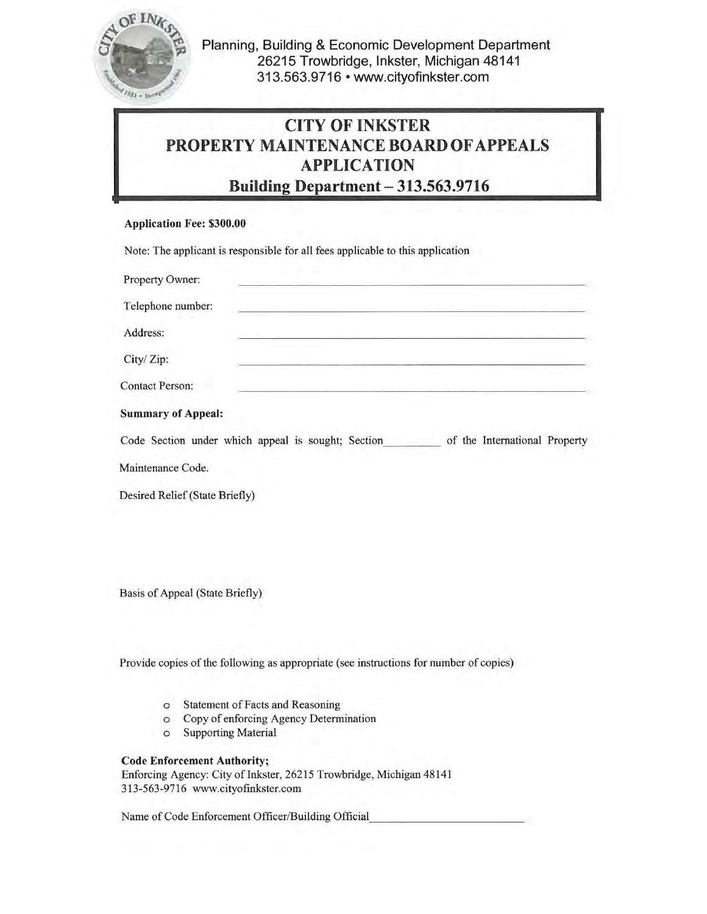Planning, Building & Economic Development Department
26215 Trowbridge, Inkster, Michigan 48141
313.563.9716 • www.cityofinkster.com

# CITY OF INKSTER
# PROPERTY MAINTENANCE BOARD OF APPEALS
# APPLICATION
## Building Department – 313.563.9716

**Application Fee: $300.00**

Note: The applicant is responsible for all fees applicable to this application

Property Owner: ______________________________

Telephone number: ______________________________

Address: ______________________________

City/ Zip: ______________________________

Contact Person: ______________________________

**Summary of Appeal:**

Code Section under which appeal is sought; Section__________ of the International Property Maintenance Code.

Desired Relief (State Briefly)

Basis of Appeal (State Briefly)

Provide copies of the following as appropriate (see instructions for number of copies)

- Statement of Facts and Reasoning
- Copy of enforcing Agency Determination
- Supporting Material

**Code Enforcement Authority;**
Enforcing Agency: City of Inkster, 26215 Trowbridge, Michigan 48141
313-563-9716 www.cityofinkster.com

Name of Code Enforcement Officer/Building Official______________________________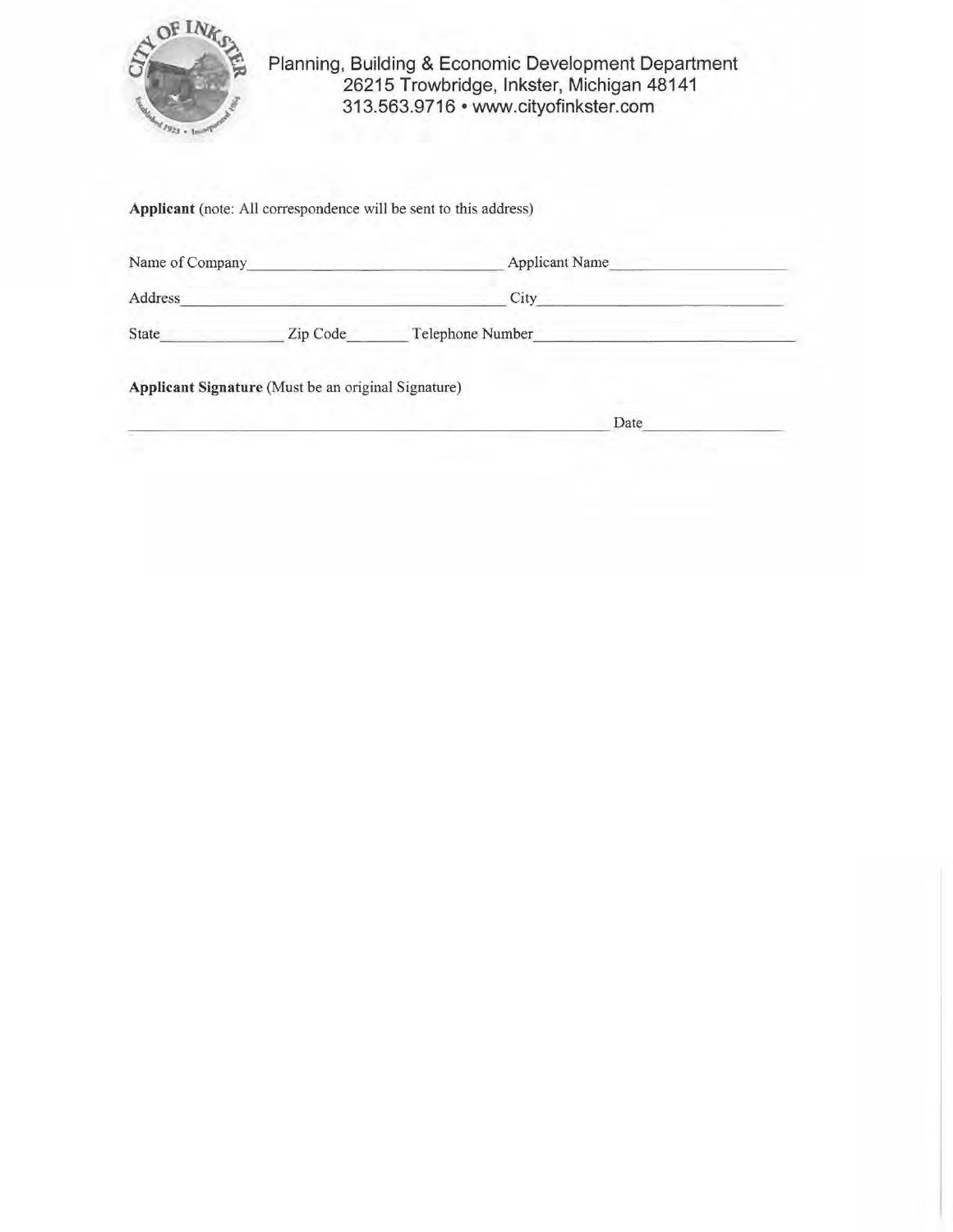Planning, Building & Economic Development Department
26215 Trowbridge, Inkster, Michigan 48141
313.563.9716 • www.cityofinkster.com

**Applicant** (note: All correspondence will be sent to this address)

Name of Company_______________________________ Applicant Name____________________

Address_________________________________________ City____________________________

State_______________ Zip Code_______ Telephone Number________________________________

**Applicant Signature** (Must be an original Signature)

___________________________________________________________ Date_________________